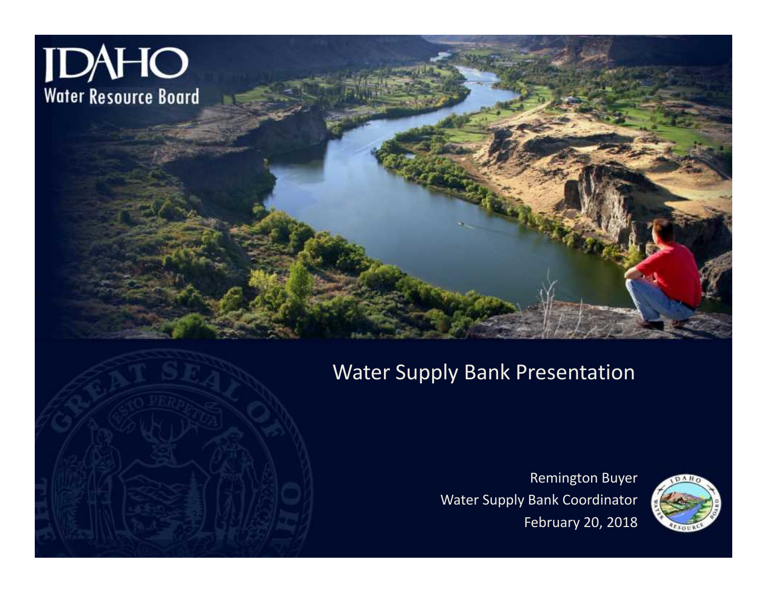# IDAHO Water Resource Board

## Water Supply Bank Presentation

Remington Buyer
Water Supply Bank Coordinator
February 20, 2018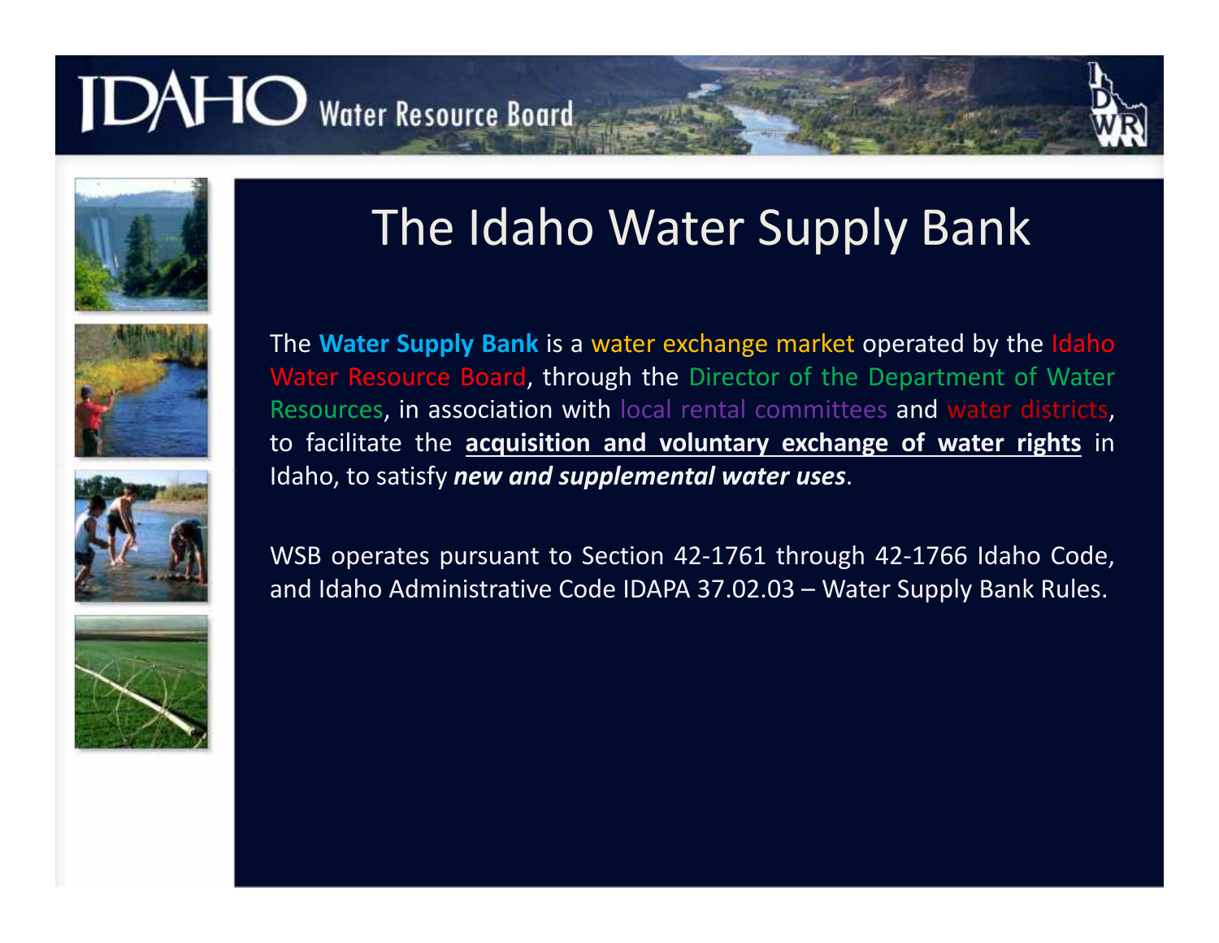# The Idaho Water Supply Bank

The **Water Supply Bank** is a water exchange market operated by the Idaho Water Resource Board, through the Director of the Department of Water Resources, in association with local rental committees and water districts, to facilitate the **acquisition and voluntary exchange of water rights** in Idaho, to satisfy ***new and supplemental water uses***.

WSB operates pursuant to Section 42-1761 through 42-1766 Idaho Code, and Idaho Administrative Code IDAPA 37.02.03 – Water Supply Bank Rules.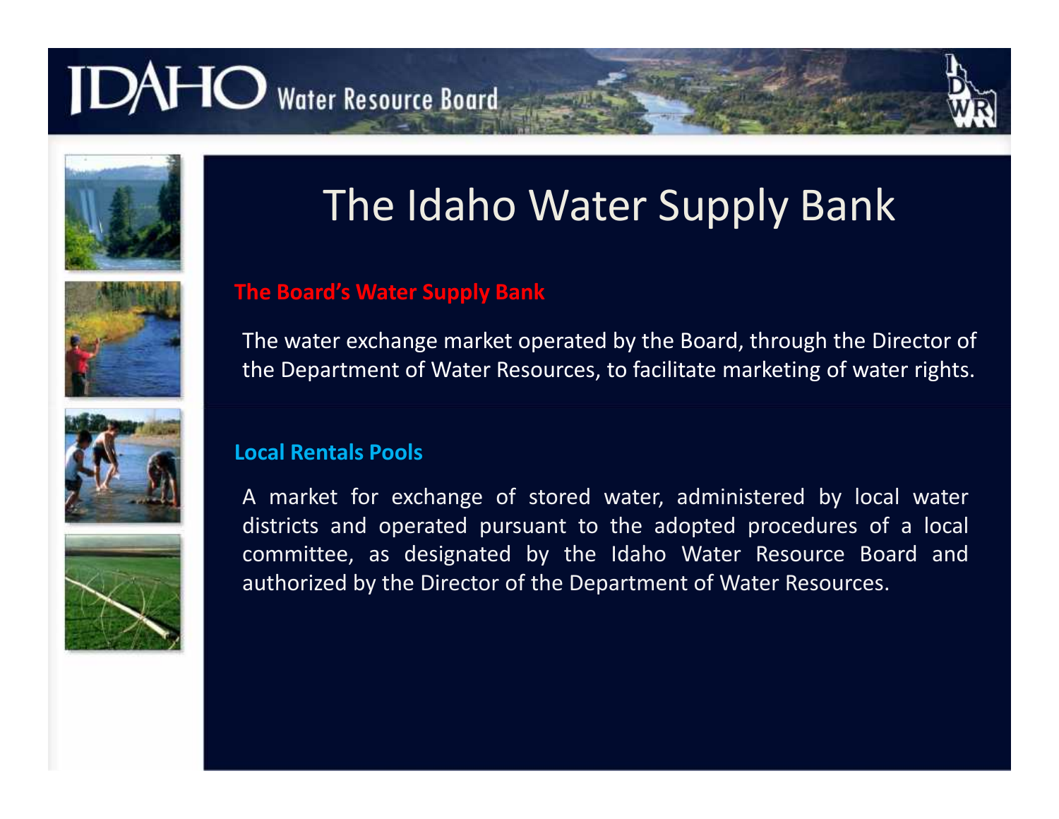# The Idaho Water Supply Bank

## The Board's Water Supply Bank

The water exchange market operated by the Board, through the Director of the Department of Water Resources, to facilitate marketing of water rights.

## Local Rentals Pools

A market for exchange of stored water, administered by local water districts and operated pursuant to the adopted procedures of a local committee, as designated by the Idaho Water Resource Board and authorized by the Director of the Department of Water Resources.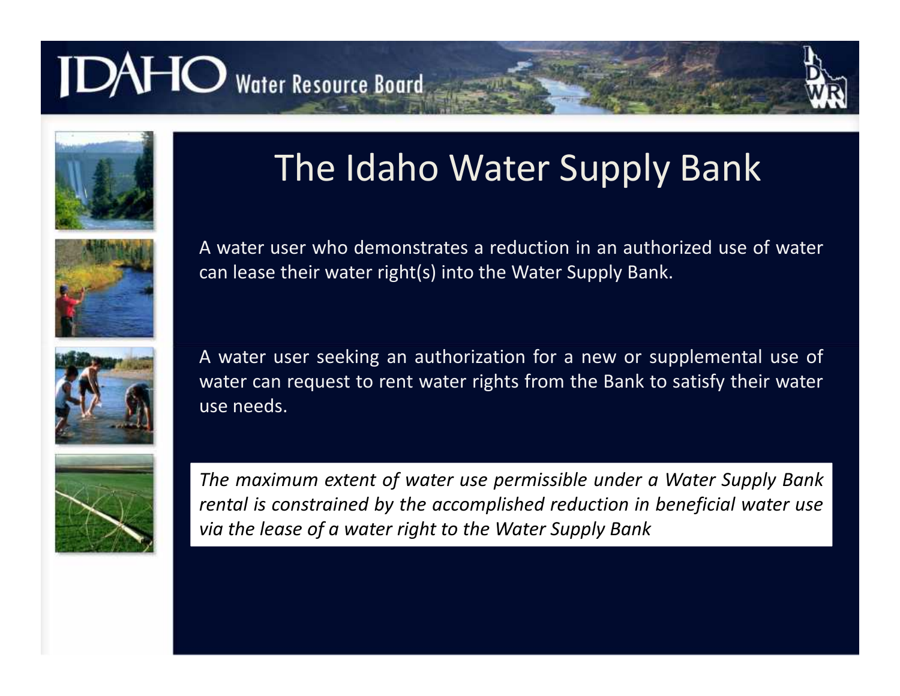# The Idaho Water Supply Bank

A water user who demonstrates a reduction in an authorized use of water can lease their water right(s) into the Water Supply Bank.

A water user seeking an authorization for a new or supplemental use of water can request to rent water rights from the Bank to satisfy their water use needs.

*The maximum extent of water use permissible under a Water Supply Bank rental is constrained by the accomplished reduction in beneficial water use via the lease of a water right to the Water Supply Bank*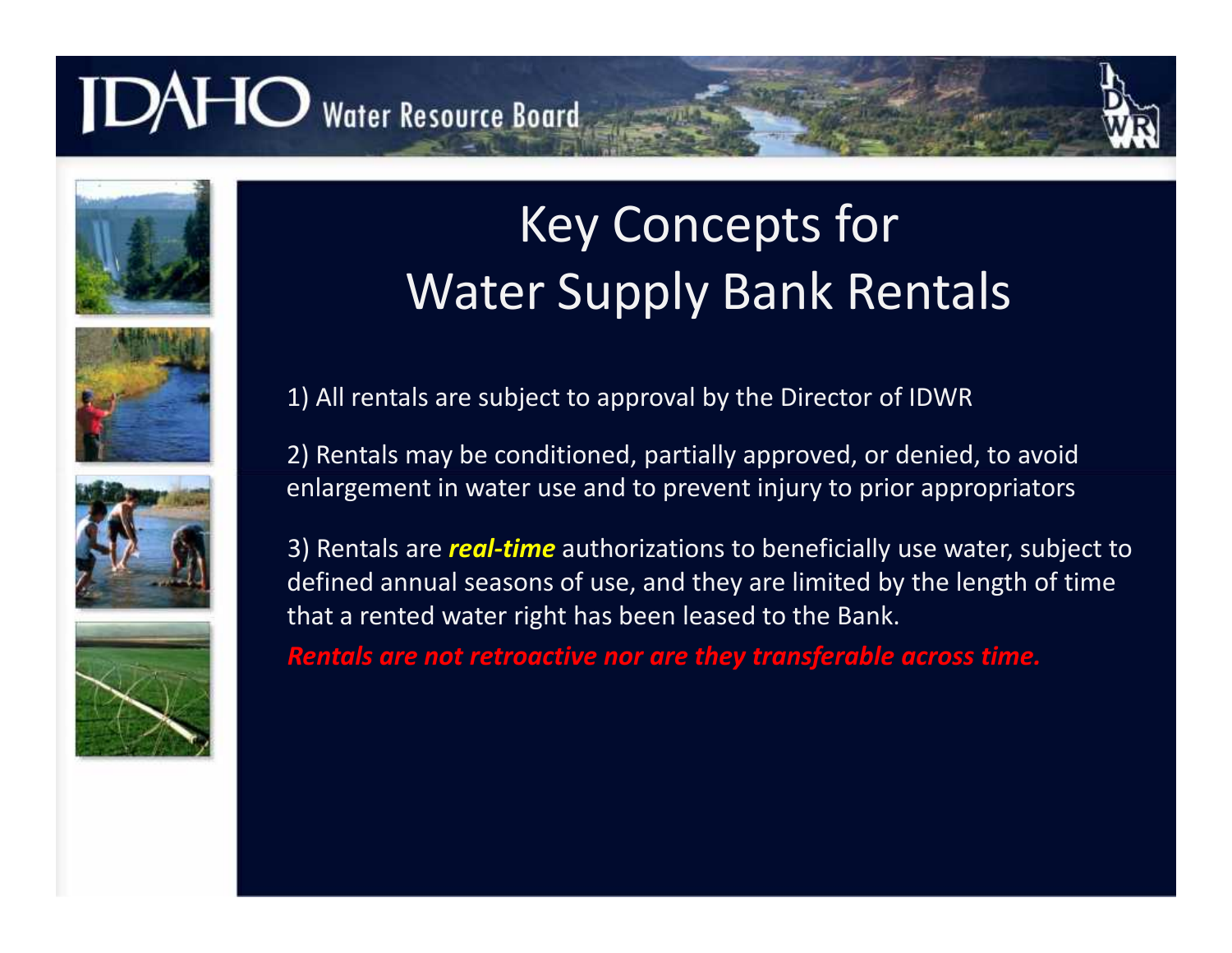# Key Concepts for Water Supply Bank Rentals

1) All rentals are subject to approval by the Director of IDWR

2) Rentals may be conditioned, partially approved, or denied, to avoid enlargement in water use and to prevent injury to prior appropriators

3) Rentals are ***real-time*** authorizations to beneficially use water, subject to defined annual seasons of use, and they are limited by the length of time that a rented water right has been leased to the Bank.

***Rentals are not retroactive nor are they transferable across time.***